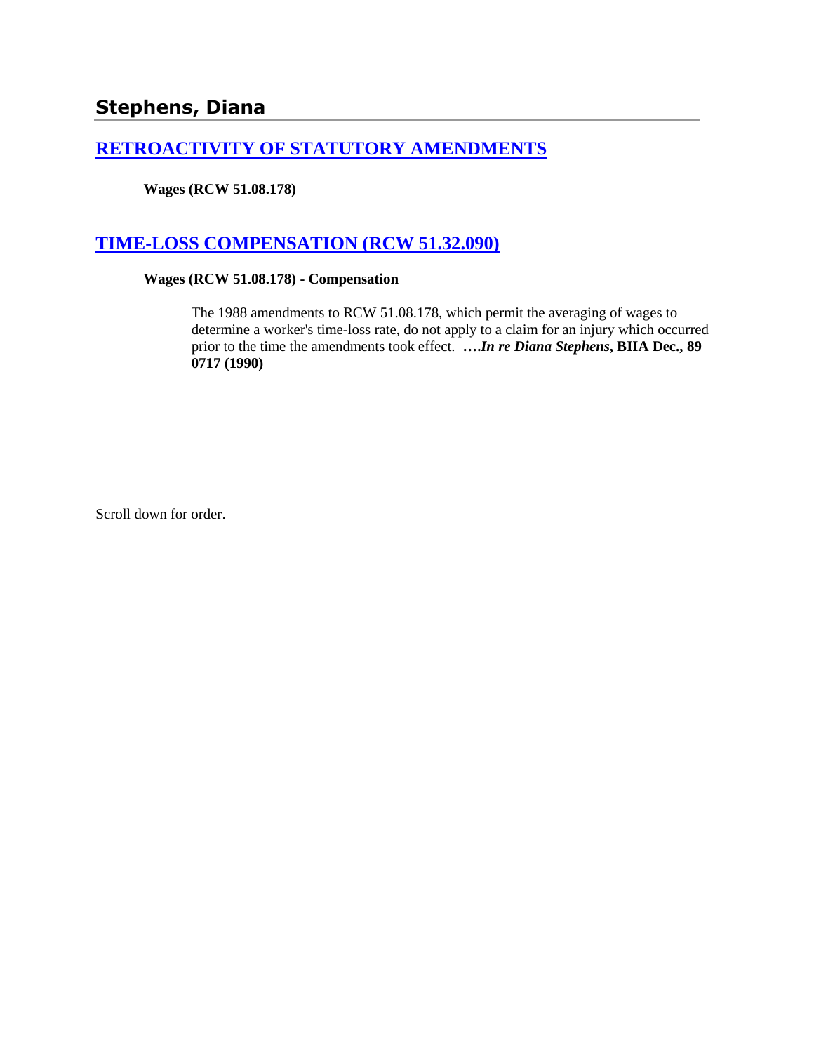## Stephens, Diana

## RETROACTIVITY OF STATUTORY AMENDMENTS

**Wages (RCW 51.08.178)**

## TIME-LOSS COMPENSATION (RCW 51.32.090)

**Wages (RCW 51.08.178) - Compensation**

The 1988 amendments to RCW 51.08.178, which permit the averaging of wages to determine a worker's time-loss rate, do not apply to a claim for an injury which occurred prior to the time the amendments took effect. ***….In re Diana Stephens*, BIIA Dec., 89 0717 (1990)**

Scroll down for order.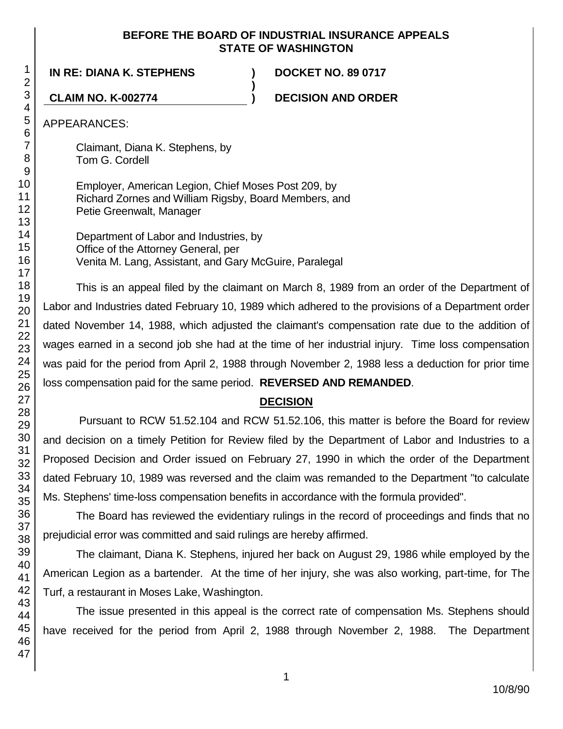**BEFORE THE BOARD OF INDUSTRIAL INSURANCE APPEALS**
**STATE OF WASHINGTON**

**IN RE: DIANA K. STEPHENS** ) **DOCKET NO. 89 0717**
)
**CLAIM NO. K-002774** ) **DECISION AND ORDER**

APPEARANCES:

Claimant, Diana K. Stephens, by
Tom G. Cordell

Employer, American Legion, Chief Moses Post 209, by
Richard Zornes and William Rigsby, Board Members, and
Petie Greenwalt, Manager

Department of Labor and Industries, by
Office of the Attorney General, per
Venita M. Lang, Assistant, and Gary McGuire, Paralegal

This is an appeal filed by the claimant on March 8, 1989 from an order of the Department of Labor and Industries dated February 10, 1989 which adhered to the provisions of a Department order dated November 14, 1988, which adjusted the claimant's compensation rate due to the addition of wages earned in a second job she had at the time of her industrial injury. Time loss compensation was paid for the period from April 2, 1988 through November 2, 1988 less a deduction for prior time loss compensation paid for the same period. **REVERSED AND REMANDED**.

**DECISION**

Pursuant to RCW 51.52.104 and RCW 51.52.106, this matter is before the Board for review and decision on a timely Petition for Review filed by the Department of Labor and Industries to a Proposed Decision and Order issued on February 27, 1990 in which the order of the Department dated February 10, 1989 was reversed and the claim was remanded to the Department "to calculate Ms. Stephens' time-loss compensation benefits in accordance with the formula provided".

The Board has reviewed the evidentiary rulings in the record of proceedings and finds that no prejudicial error was committed and said rulings are hereby affirmed.

The claimant, Diana K. Stephens, injured her back on August 29, 1986 while employed by the American Legion as a bartender. At the time of her injury, she was also working, part-time, for The Turf, a restaurant in Moses Lake, Washington.

The issue presented in this appeal is the correct rate of compensation Ms. Stephens should have received for the period from April 2, 1988 through November 2, 1988. The Department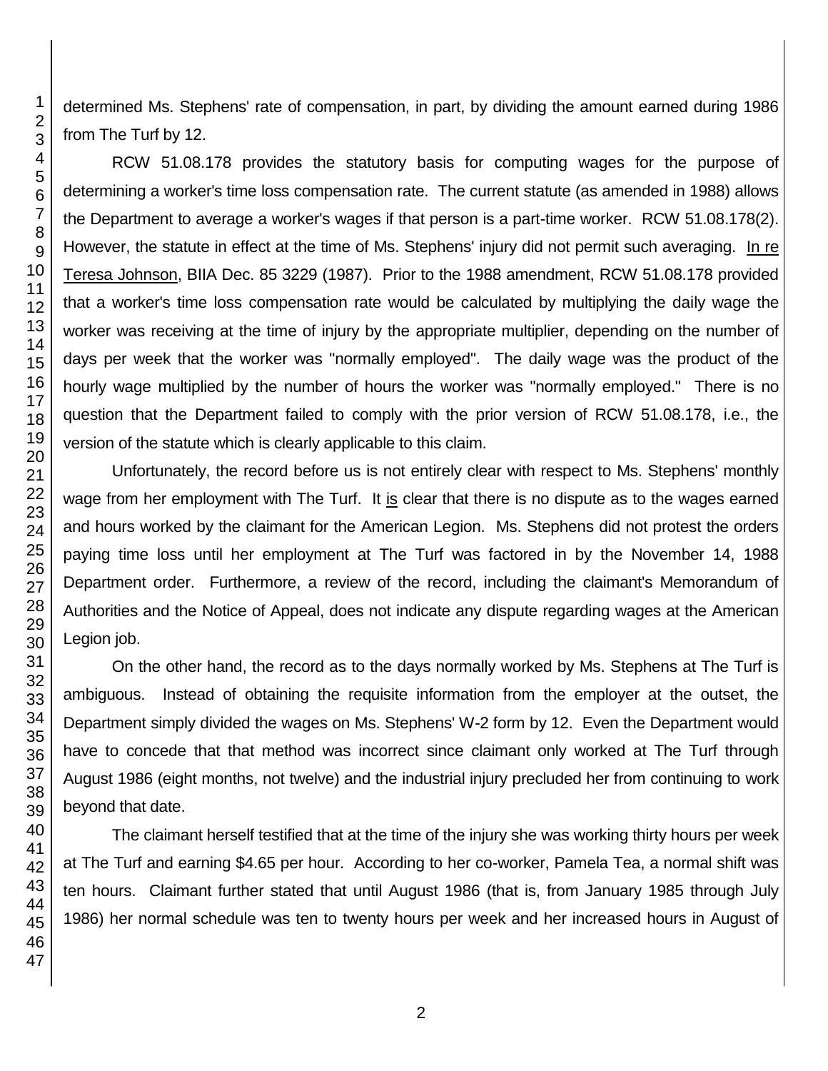determined Ms. Stephens' rate of compensation, in part, by dividing the amount earned during 1986 from The Turf by 12.

RCW 51.08.178 provides the statutory basis for computing wages for the purpose of determining a worker's time loss compensation rate. The current statute (as amended in 1988) allows the Department to average a worker's wages if that person is a part-time worker. RCW 51.08.178(2). However, the statute in effect at the time of Ms. Stephens' injury did not permit such averaging. In re Teresa Johnson, BIIA Dec. 85 3229 (1987). Prior to the 1988 amendment, RCW 51.08.178 provided that a worker's time loss compensation rate would be calculated by multiplying the daily wage the worker was receiving at the time of injury by the appropriate multiplier, depending on the number of days per week that the worker was "normally employed". The daily wage was the product of the hourly wage multiplied by the number of hours the worker was "normally employed." There is no question that the Department failed to comply with the prior version of RCW 51.08.178, i.e., the version of the statute which is clearly applicable to this claim.

Unfortunately, the record before us is not entirely clear with respect to Ms. Stephens' monthly wage from her employment with The Turf. It is clear that there is no dispute as to the wages earned and hours worked by the claimant for the American Legion. Ms. Stephens did not protest the orders paying time loss until her employment at The Turf was factored in by the November 14, 1988 Department order. Furthermore, a review of the record, including the claimant's Memorandum of Authorities and the Notice of Appeal, does not indicate any dispute regarding wages at the American Legion job.

On the other hand, the record as to the days normally worked by Ms. Stephens at The Turf is ambiguous. Instead of obtaining the requisite information from the employer at the outset, the Department simply divided the wages on Ms. Stephens' W-2 form by 12. Even the Department would have to concede that that method was incorrect since claimant only worked at The Turf through August 1986 (eight months, not twelve) and the industrial injury precluded her from continuing to work beyond that date.

The claimant herself testified that at the time of the injury she was working thirty hours per week at The Turf and earning $4.65 per hour. According to her co-worker, Pamela Tea, a normal shift was ten hours. Claimant further stated that until August 1986 (that is, from January 1985 through July 1986) her normal schedule was ten to twenty hours per week and her increased hours in August of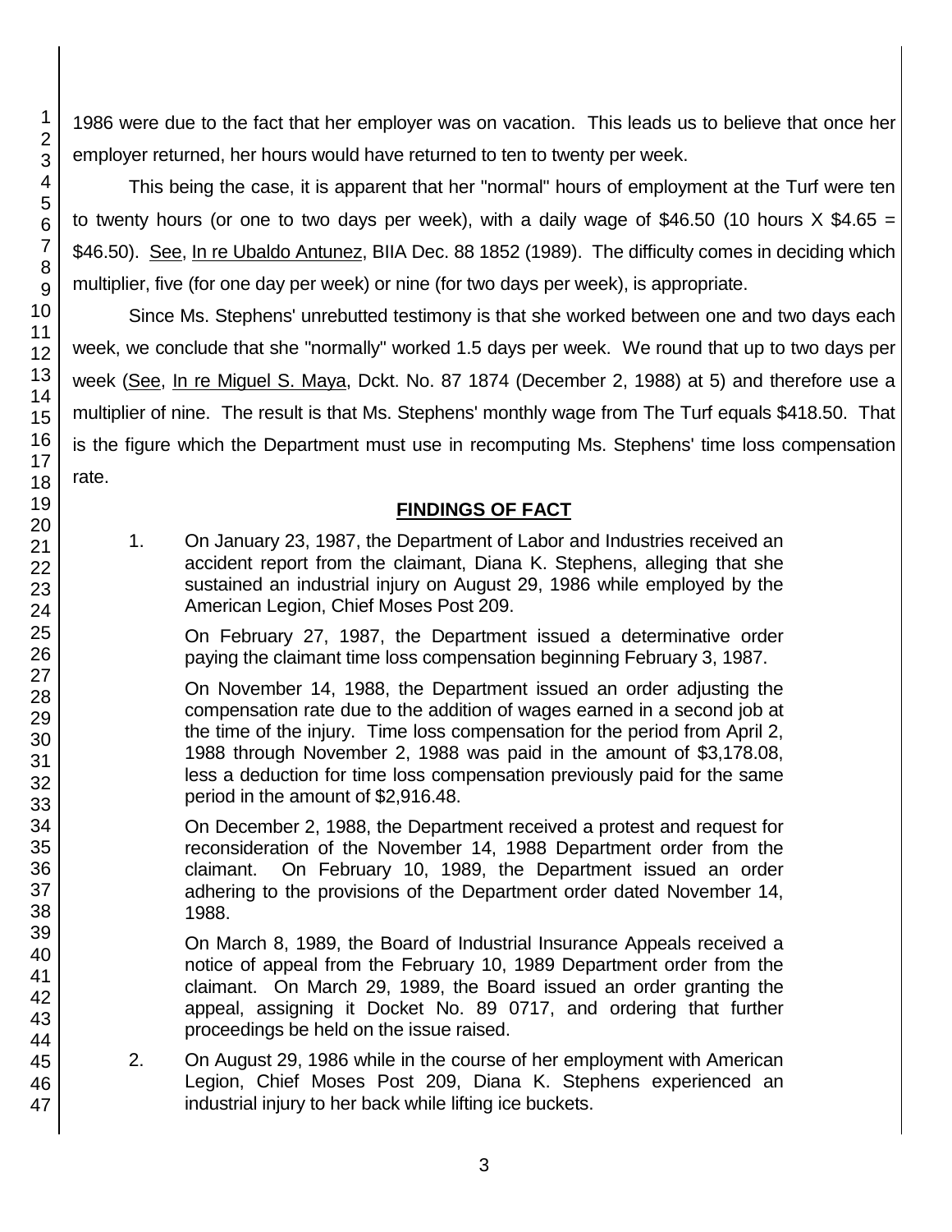1986 were due to the fact that her employer was on vacation. This leads us to believe that once her employer returned, her hours would have returned to ten to twenty per week.

This being the case, it is apparent that her "normal" hours of employment at the Turf were ten to twenty hours (or one to two days per week), with a daily wage of $46.50 (10 hours X $4.65 = $46.50). See, In re Ubaldo Antunez, BIIA Dec. 88 1852 (1989). The difficulty comes in deciding which multiplier, five (for one day per week) or nine (for two days per week), is appropriate.

Since Ms. Stephens' unrebutted testimony is that she worked between one and two days each week, we conclude that she "normally" worked 1.5 days per week. We round that up to two days per week (See, In re Miguel S. Maya, Dckt. No. 87 1874 (December 2, 1988) at 5) and therefore use a multiplier of nine. The result is that Ms. Stephens' monthly wage from The Turf equals $418.50. That is the figure which the Department must use in recomputing Ms. Stephens' time loss compensation rate.

## FINDINGS OF FACT

1. On January 23, 1987, the Department of Labor and Industries received an accident report from the claimant, Diana K. Stephens, alleging that she sustained an industrial injury on August 29, 1986 while employed by the American Legion, Chief Moses Post 209.

   On February 27, 1987, the Department issued a determinative order paying the claimant time loss compensation beginning February 3, 1987.

   On November 14, 1988, the Department issued an order adjusting the compensation rate due to the addition of wages earned in a second job at the time of the injury. Time loss compensation for the period from April 2, 1988 through November 2, 1988 was paid in the amount of $3,178.08, less a deduction for time loss compensation previously paid for the same period in the amount of $2,916.48.

   On December 2, 1988, the Department received a protest and request for reconsideration of the November 14, 1988 Department order from the claimant. On February 10, 1989, the Department issued an order adhering to the provisions of the Department order dated November 14, 1988.

   On March 8, 1989, the Board of Industrial Insurance Appeals received a notice of appeal from the February 10, 1989 Department order from the claimant. On March 29, 1989, the Board issued an order granting the appeal, assigning it Docket No. 89 0717, and ordering that further proceedings be held on the issue raised.

2. On August 29, 1986 while in the course of her employment with American Legion, Chief Moses Post 209, Diana K. Stephens experienced an industrial injury to her back while lifting ice buckets.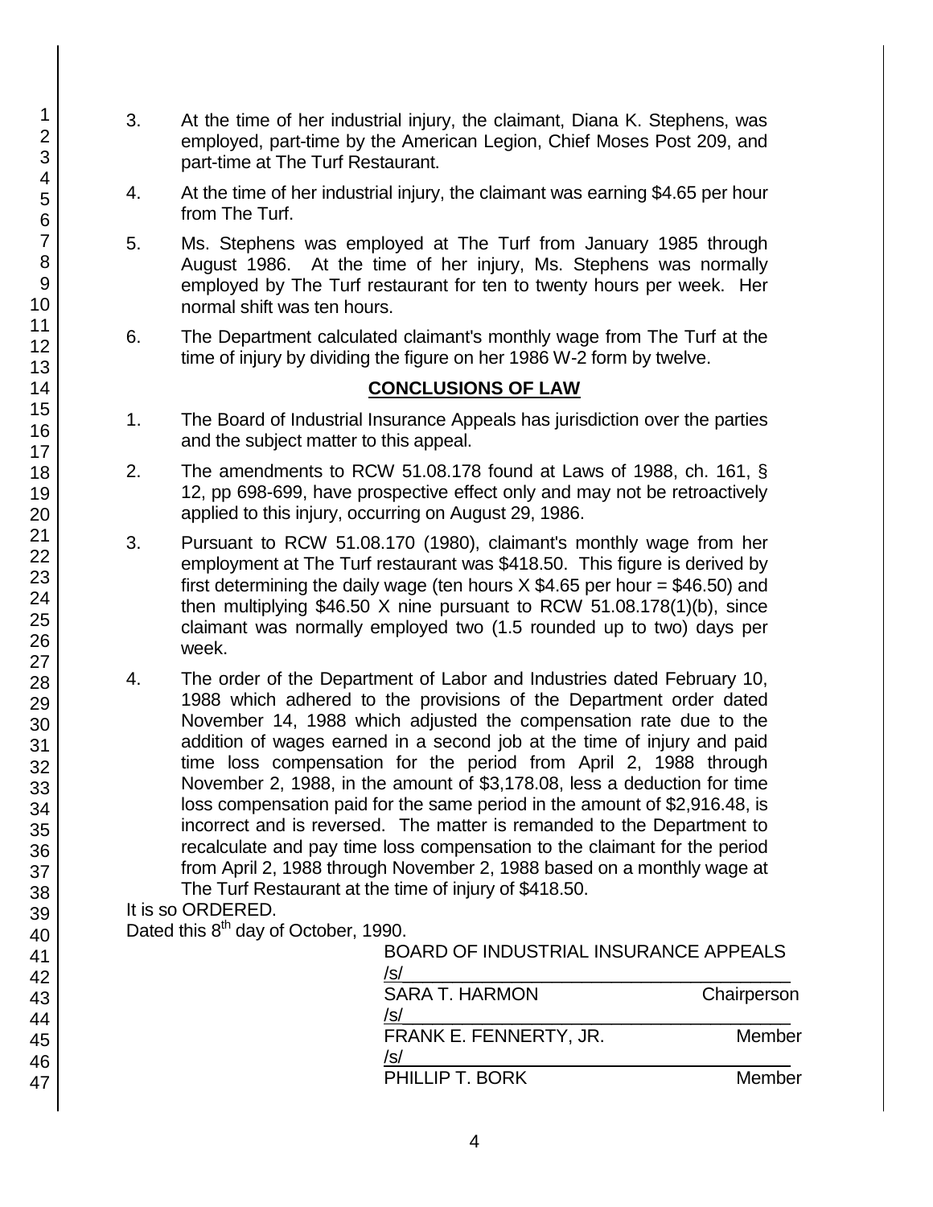3. At the time of her industrial injury, the claimant, Diana K. Stephens, was employed, part-time by the American Legion, Chief Moses Post 209, and part-time at The Turf Restaurant.

4. At the time of her industrial injury, the claimant was earning $4.65 per hour from The Turf.

5. Ms. Stephens was employed at The Turf from January 1985 through August 1986. At the time of her injury, Ms. Stephens was normally employed by The Turf restaurant for ten to twenty hours per week. Her normal shift was ten hours.

6. The Department calculated claimant's monthly wage from The Turf at the time of injury by dividing the figure on her 1986 W-2 form by twelve.

## CONCLUSIONS OF LAW

1. The Board of Industrial Insurance Appeals has jurisdiction over the parties and the subject matter to this appeal.

2. The amendments to RCW 51.08.178 found at Laws of 1988, ch. 161, § 12, pp 698-699, have prospective effect only and may not be retroactively applied to this injury, occurring on August 29, 1986.

3. Pursuant to RCW 51.08.170 (1980), claimant's monthly wage from her employment at The Turf restaurant was $418.50. This figure is derived by first determining the daily wage (ten hours X $4.65 per hour = $46.50) and then multiplying $46.50 X nine pursuant to RCW 51.08.178(1)(b), since claimant was normally employed two (1.5 rounded up to two) days per week.

4. The order of the Department of Labor and Industries dated February 10, 1988 which adhered to the provisions of the Department order dated November 14, 1988 which adjusted the compensation rate due to the addition of wages earned in a second job at the time of injury and paid time loss compensation for the period from April 2, 1988 through November 2, 1988, in the amount of $3,178.08, less a deduction for time loss compensation paid for the same period in the amount of $2,916.48, is incorrect and is reversed. The matter is remanded to the Department to recalculate and pay time loss compensation to the claimant for the period from April 2, 1988 through November 2, 1988 based on a monthly wage at The Turf Restaurant at the time of injury of $418.50.

It is so ORDERED.

Dated this 8th day of October, 1990.

BOARD OF INDUSTRIAL INSURANCE APPEALS

/s/
SARA T. HARMON, Chairperson

/s/
FRANK E. FENNERTY, JR., Member

/s/
PHILLIP T. BORK, Member